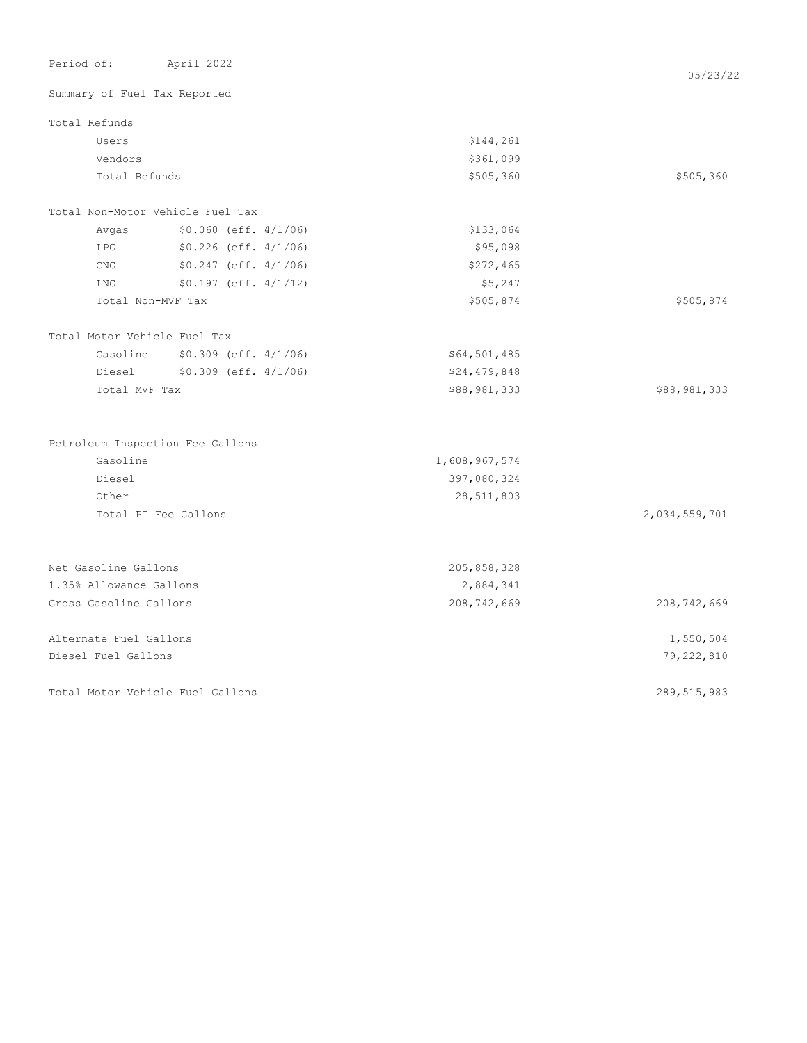Period of: April 2022

05/23/22

Summary of Fuel Tax Reported

| | | | |
|---|---|---|---|
| **Total Refunds** | | | |
| Users | | $144,261 | |
| Vendors | | $361,099 | |
| Total Refunds | | $505,360 | $505,360 |
| | | | |
| **Total Non-Motor Vehicle Fuel Tax** | | | |
| Avgas | $0.060 (eff. 4/1/06) | $133,064 | |
| LPG | $0.226 (eff. 4/1/06) | $95,098 | |
| CNG | $0.247 (eff. 4/1/06) | $272,465 | |
| LNG | $0.197 (eff. 4/1/12) | $5,247 | |
| Total Non-MVF Tax | | $505,874 | $505,874 |
| | | | |
| **Total Motor Vehicle Fuel Tax** | | | |
| Gasoline | $0.309 (eff. 4/1/06) | $64,501,485 | |
| Diesel | $0.309 (eff. 4/1/06) | $24,479,848 | |
| Total MVF Tax | | $88,981,333 | $88,981,333 |
| | | | |
| **Petroleum Inspection Fee Gallons** | | | |
| Gasoline | | 1,608,967,574 | |
| Diesel | | 397,080,324 | |
| Other | | 28,511,803 | |
| Total PI Fee Gallons | | | 2,034,559,701 |
| | | | |
| Net Gasoline Gallons | | 205,858,328 | |
| 1.35% Allowance Gallons | | 2,884,341 | |
| Gross Gasoline Gallons | | 208,742,669 | 208,742,669 |
| | | | |
| Alternate Fuel Gallons | | | 1,550,504 |
| Diesel Fuel Gallons | | | 79,222,810 |
| | | | |
| Total Motor Vehicle Fuel Gallons | | | 289,515,983 |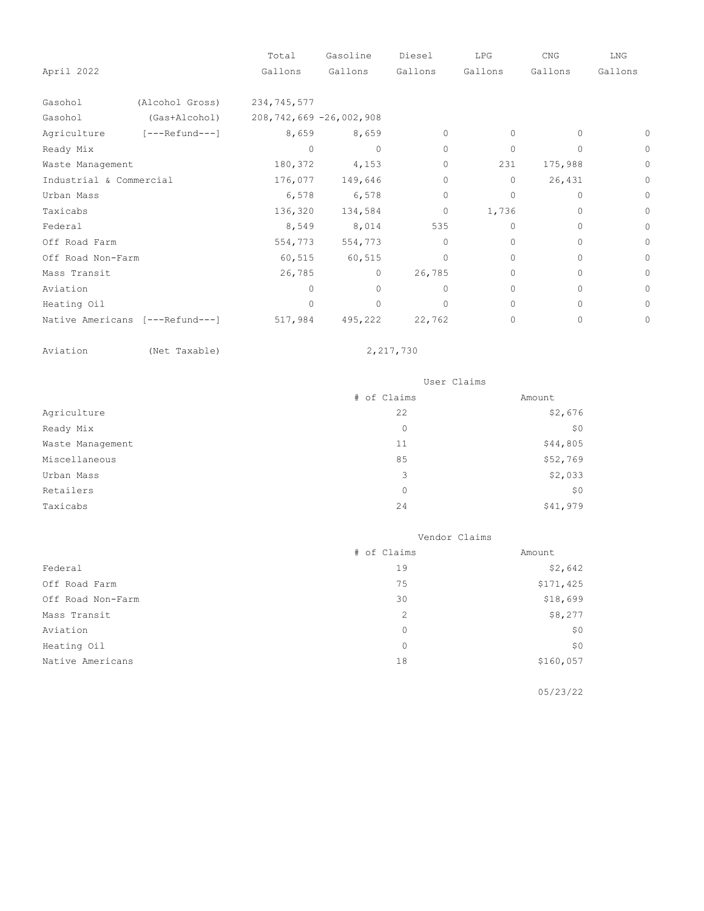| April 2022 | | Total Gallons | Gasoline Gallons | Diesel Gallons | LPG Gallons | CNG Gallons | LNG Gallons |
|---|---|---|---|---|---|---|---|
| Gasohol | (Alcohol Gross) | 234,745,577 | | | | | |
| Gasohol | (Gas+Alcohol) | 208,742,669 | -26,002,908 | | | | |
| Agriculture | [---Refund---] | 8,659 | 8,659 | 0 | 0 | 0 | 0 |
| Ready Mix | | 0 | 0 | 0 | 0 | 0 | 0 |
| Waste Management | | 180,372 | 4,153 | 0 | 231 | 175,988 | 0 |
| Industrial & Commercial | | 176,077 | 149,646 | 0 | 0 | 26,431 | 0 |
| Urban Mass | | 6,578 | 6,578 | 0 | 0 | 0 | 0 |
| Taxicabs | | 136,320 | 134,584 | 0 | 1,736 | 0 | 0 |
| Federal | | 8,549 | 8,014 | 535 | 0 | 0 | 0 |
| Off Road Farm | | 554,773 | 554,773 | 0 | 0 | 0 | 0 |
| Off Road Non-Farm | | 60,515 | 60,515 | 0 | 0 | 0 | 0 |
| Mass Transit | | 26,785 | 0 | 26,785 | 0 | 0 | 0 |
| Aviation | | 0 | 0 | 0 | 0 | 0 | 0 |
| Heating Oil | | 0 | 0 | 0 | 0 | 0 | 0 |
| Native Americans | [---Refund---] | 517,984 | 495,222 | 22,762 | 0 | 0 | 0 |

Aviation (Net Taxable) 2,217,730

| User Claims | # of Claims | Amount |
|---|---|---|
| Agriculture | 22 | $2,676 |
| Ready Mix | 0 | $0 |
| Waste Management | 11 | $44,805 |
| Miscellaneous | 85 | $52,769 |
| Urban Mass | 3 | $2,033 |
| Retailers | 0 | $0 |
| Taxicabs | 24 | $41,979 |

| Vendor Claims | # of Claims | Amount |
|---|---|---|
| Federal | 19 | $2,642 |
| Off Road Farm | 75 | $171,425 |
| Off Road Non-Farm | 30 | $18,699 |
| Mass Transit | 2 | $8,277 |
| Aviation | 0 | $0 |
| Heating Oil | 0 | $0 |
| Native Americans | 18 | $160,057 |

05/23/22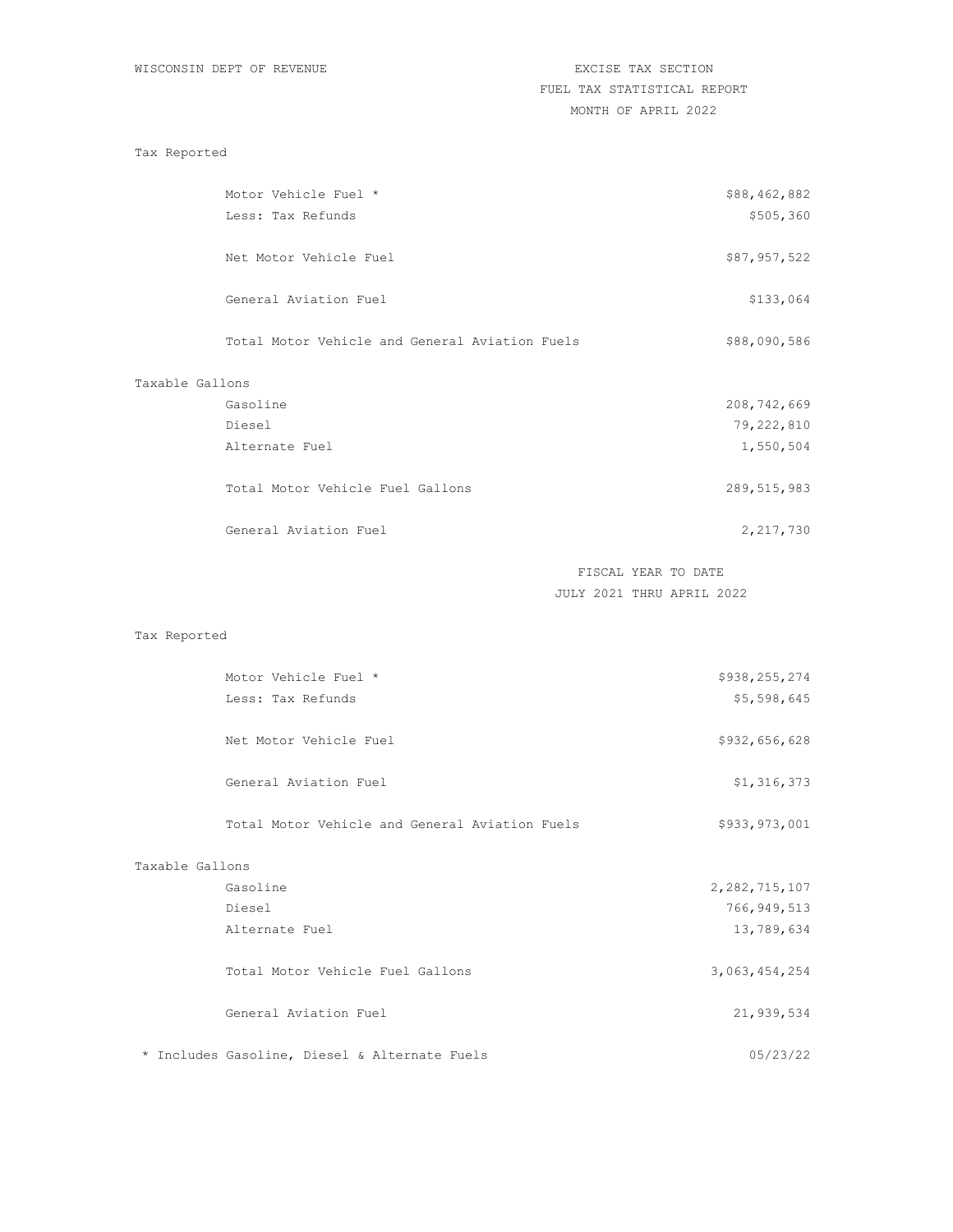WISCONSIN DEPT OF REVENUE

EXCISE TAX SECTION
FUEL TAX STATISTICAL REPORT
MONTH OF APRIL 2022

**Tax Reported**

| | |
|---|---:|
| Motor Vehicle Fuel * | $88,462,882 |
| Less: Tax Refunds | $505,360 |
| Net Motor Vehicle Fuel | $87,957,522 |
| General Aviation Fuel | $133,064 |
| Total Motor Vehicle and General Aviation Fuels | $88,090,586 |

**Taxable Gallons**

| | |
|---|---:|
| Gasoline | 208,742,669 |
| Diesel | 79,222,810 |
| Alternate Fuel | 1,550,504 |
| Total Motor Vehicle Fuel Gallons | 289,515,983 |
| General Aviation Fuel | 2,217,730 |

FISCAL YEAR TO DATE
JULY 2021 THRU APRIL 2022

**Tax Reported**

| | |
|---|---:|
| Motor Vehicle Fuel * | $938,255,274 |
| Less: Tax Refunds | $5,598,645 |
| Net Motor Vehicle Fuel | $932,656,628 |
| General Aviation Fuel | $1,316,373 |
| Total Motor Vehicle and General Aviation Fuels | $933,973,001 |

**Taxable Gallons**

| | |
|---|---:|
| Gasoline | 2,282,715,107 |
| Diesel | 766,949,513 |
| Alternate Fuel | 13,789,634 |
| Total Motor Vehicle Fuel Gallons | 3,063,454,254 |
| General Aviation Fuel | 21,939,534 |

* Includes Gasoline, Diesel & Alternate Fuels

05/23/22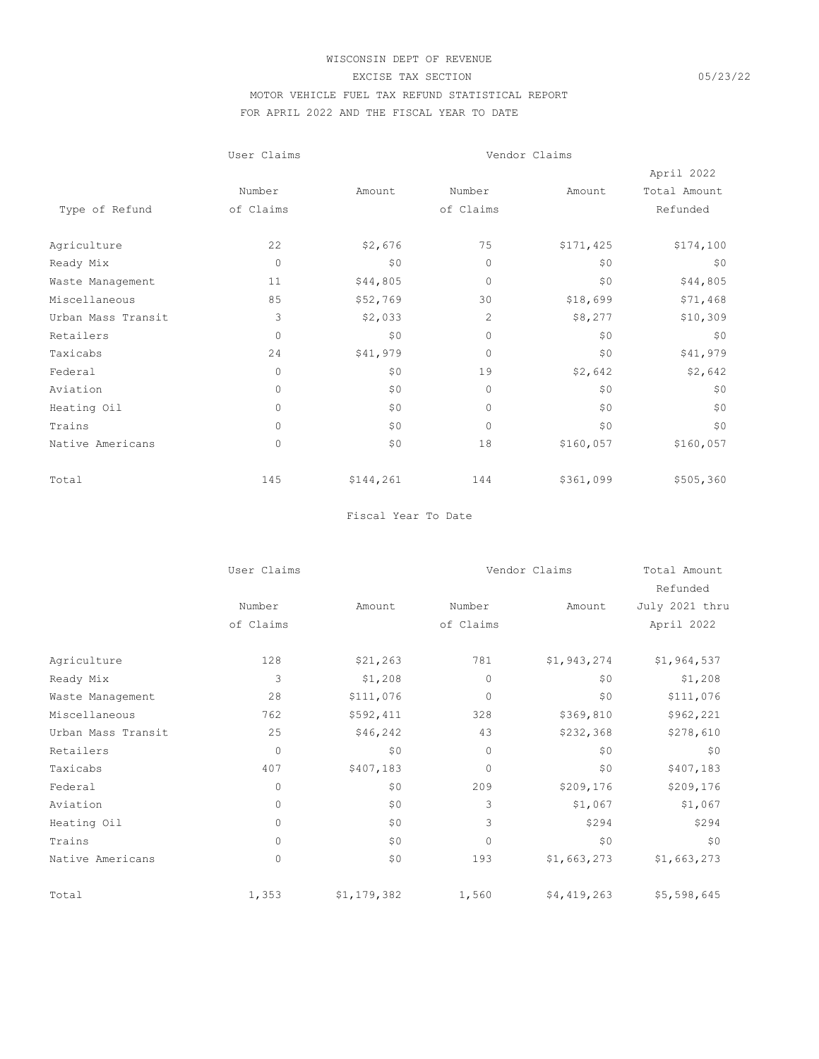# WISCONSIN DEPT OF REVENUE

## EXCISE TAX SECTION

05/23/22

## MOTOR VEHICLE FUEL TAX REFUND STATISTICAL REPORT

## FOR APRIL 2022 AND THE FISCAL YEAR TO DATE

| | User Claims | | Vendor Claims | | |
|---|---|---|---|---|---|
| Type of Refund | Number of Claims | Amount | Number of Claims | Amount | April 2022 Total Amount Refunded |
| Agriculture | 22 | $2,676 | 75 | $171,425 | $174,100 |
| Ready Mix | 0 | $0 | 0 | $0 | $0 |
| Waste Management | 11 | $44,805 | 0 | $0 | $44,805 |
| Miscellaneous | 85 | $52,769 | 30 | $18,699 | $71,468 |
| Urban Mass Transit | 3 | $2,033 | 2 | $8,277 | $10,309 |
| Retailers | 0 | $0 | 0 | $0 | $0 |
| Taxicabs | 24 | $41,979 | 0 | $0 | $41,979 |
| Federal | 0 | $0 | 19 | $2,642 | $2,642 |
| Aviation | 0 | $0 | 0 | $0 | $0 |
| Heating Oil | 0 | $0 | 0 | $0 | $0 |
| Trains | 0 | $0 | 0 | $0 | $0 |
| Native Americans | 0 | $0 | 18 | $160,057 | $160,057 |
| Total | 145 | $144,261 | 144 | $361,099 | $505,360 |

Fiscal Year To Date

| | User Claims | | Vendor Claims | | Total Amount |
|---|---|---|---|---|---|
| | Number of Claims | Amount | Number of Claims | Amount | Refunded July 2021 thru April 2022 |
| Agriculture | 128 | $21,263 | 781 | $1,943,274 | $1,964,537 |
| Ready Mix | 3 | $1,208 | 0 | $0 | $1,208 |
| Waste Management | 28 | $111,076 | 0 | $0 | $111,076 |
| Miscellaneous | 762 | $592,411 | 328 | $369,810 | $962,221 |
| Urban Mass Transit | 25 | $46,242 | 43 | $232,368 | $278,610 |
| Retailers | 0 | $0 | 0 | $0 | $0 |
| Taxicabs | 407 | $407,183 | 0 | $0 | $407,183 |
| Federal | 0 | $0 | 209 | $209,176 | $209,176 |
| Aviation | 0 | $0 | 3 | $1,067 | $1,067 |
| Heating Oil | 0 | $0 | 3 | $294 | $294 |
| Trains | 0 | $0 | 0 | $0 | $0 |
| Native Americans | 0 | $0 | 193 | $1,663,273 | $1,663,273 |
| Total | 1,353 | $1,179,382 | 1,560 | $4,419,263 | $5,598,645 |